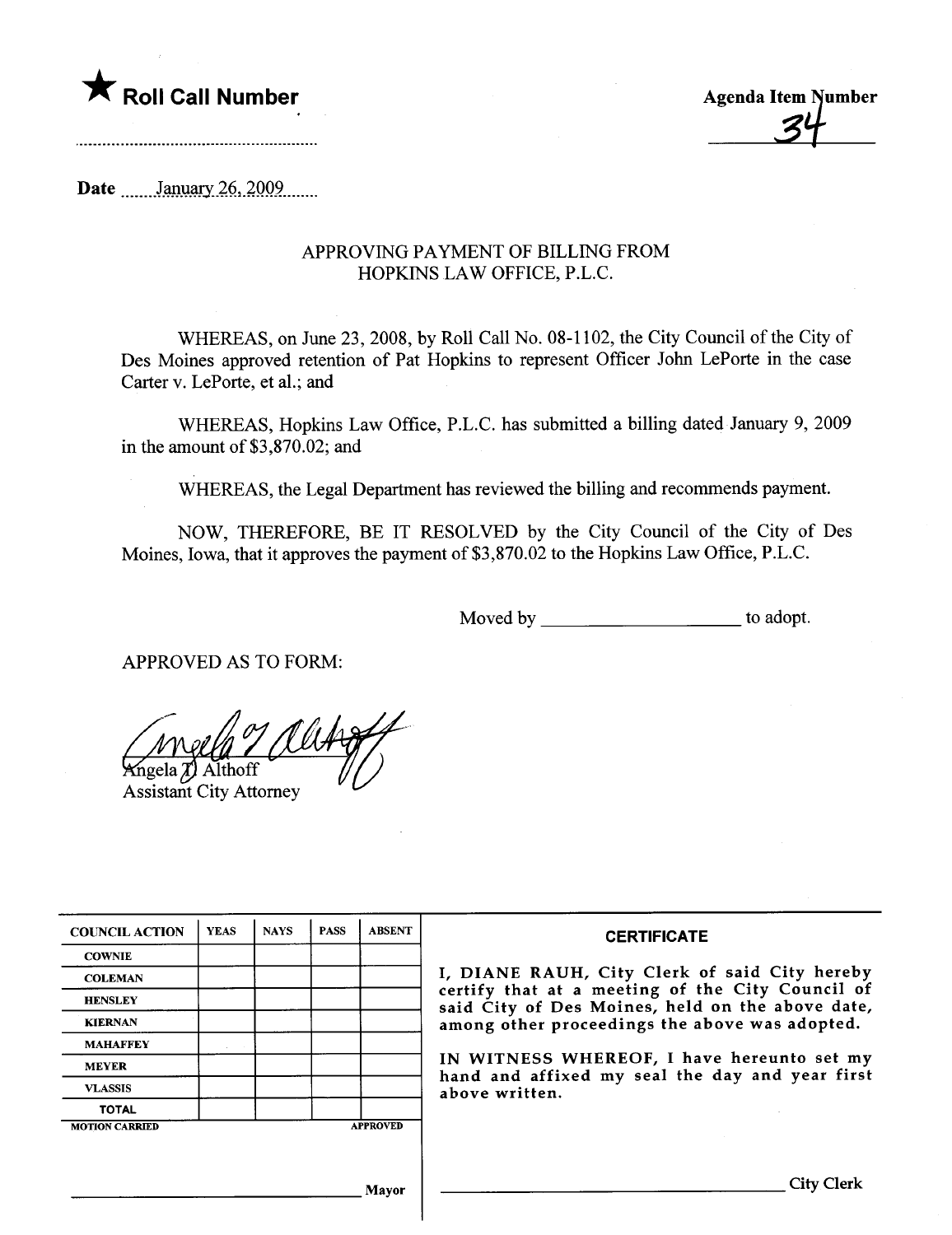★ **Roll Call Number**

..............................................................

**Agenda Item Number**

34

**Date** .......January 26, 2009.......

APPROVING PAYMENT OF BILLING FROM
HOPKINS LAW OFFICE, P.L.C.

WHEREAS, on June 23, 2008, by Roll Call No. 08-1102, the City Council of the City of Des Moines approved retention of Pat Hopkins to represent Officer John LePorte in the case Carter v. LePorte, et al.; and

WHEREAS, Hopkins Law Office, P.L.C. has submitted a billing dated January 9, 2009 in the amount of $3,870.02; and

WHEREAS, the Legal Department has reviewed the billing and recommends payment.

NOW, THEREFORE, BE IT RESOLVED by the City Council of the City of Des Moines, Iowa, that it approves the payment of $3,870.02 to the Hopkins Law Office, P.L.C.

Moved by ______________________ to adopt.

APPROVED AS TO FORM:

Angela T. Althoff
Assistant City Attorney

| COUNCIL ACTION | YEAS | NAYS | PASS | ABSENT |
|---|---|---|---|---|
| COWNIE | | | | |
| COLEMAN | | | | |
| HENSLEY | | | | |
| KIERNAN | | | | |
| MAHAFFEY | | | | |
| MEYER | | | | |
| VLASSIS | | | | |
| TOTAL | | | | |
| MOTION CARRIED | | | | APPROVED |

______________________________ Mayor

**CERTIFICATE**

I, DIANE RAUH, City Clerk of said City hereby certify that at a meeting of the City Council of said City of Des Moines, held on the above date, among other proceedings the above was adopted.

IN WITNESS WHEREOF, I have hereunto set my hand and affixed my seal the day and year first above written.

______________________________ City Clerk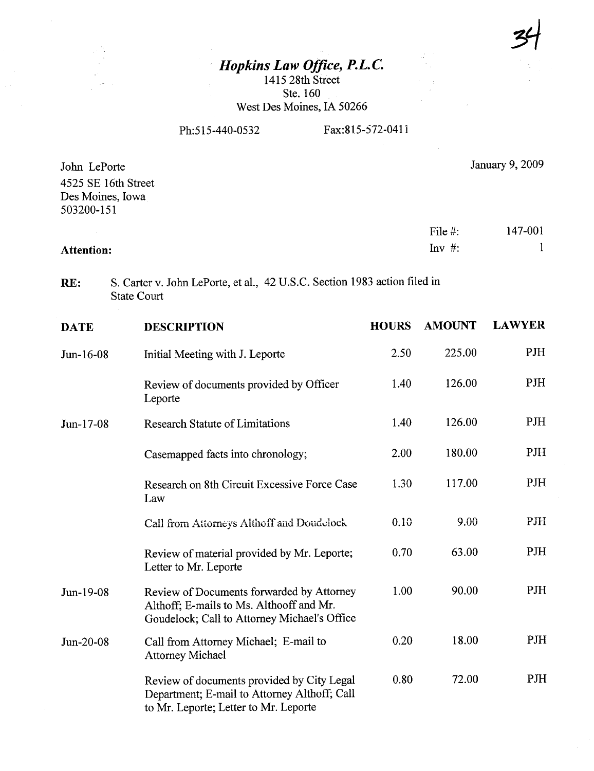# *Hopkins Law Office, P.L.C.*

1415 28th Street
Ste. 160
West Des Moines, IA 50266

Ph:515-440-0532 Fax:815-572-0411

John LePorte
4525 SE 16th Street
Des Moines, Iowa
503200-151

January 9, 2009

File #: 147-001
Inv #: 1

**Attention:**

**RE:** S. Carter v. John LePorte, et al., 42 U.S.C. Section 1983 action filed in State Court

| DATE | DESCRIPTION | HOURS | AMOUNT | LAWYER |
|---|---|---|---|---|
| Jun-16-08 | Initial Meeting with J. Leporte | 2.50 | 225.00 | PJH |
| | Review of documents provided by Officer Leporte | 1.40 | 126.00 | PJH |
| Jun-17-08 | Research Statute of Limitations | 1.40 | 126.00 | PJH |
| | Casemapped facts into chronology; | 2.00 | 180.00 | PJH |
| | Research on 8th Circuit Excessive Force Case Law | 1.30 | 117.00 | PJH |
| | Call from Attorneys Althoff and Doudelock | 0.10 | 9.00 | PJH |
| | Review of material provided by Mr. Leporte; Letter to Mr. Leporte | 0.70 | 63.00 | PJH |
| Jun-19-08 | Review of Documents forwarded by Attorney Althoff; E-mails to Ms. Althooff and Mr. Goudelock; Call to Attorney Michael's Office | 1.00 | 90.00 | PJH |
| Jun-20-08 | Call from Attorney Michael; E-mail to Attorney Michael | 0.20 | 18.00 | PJH |
| | Review of documents provided by City Legal Department; E-mail to Attorney Althoff; Call to Mr. Leporte; Letter to Mr. Leporte | 0.80 | 72.00 | PJH |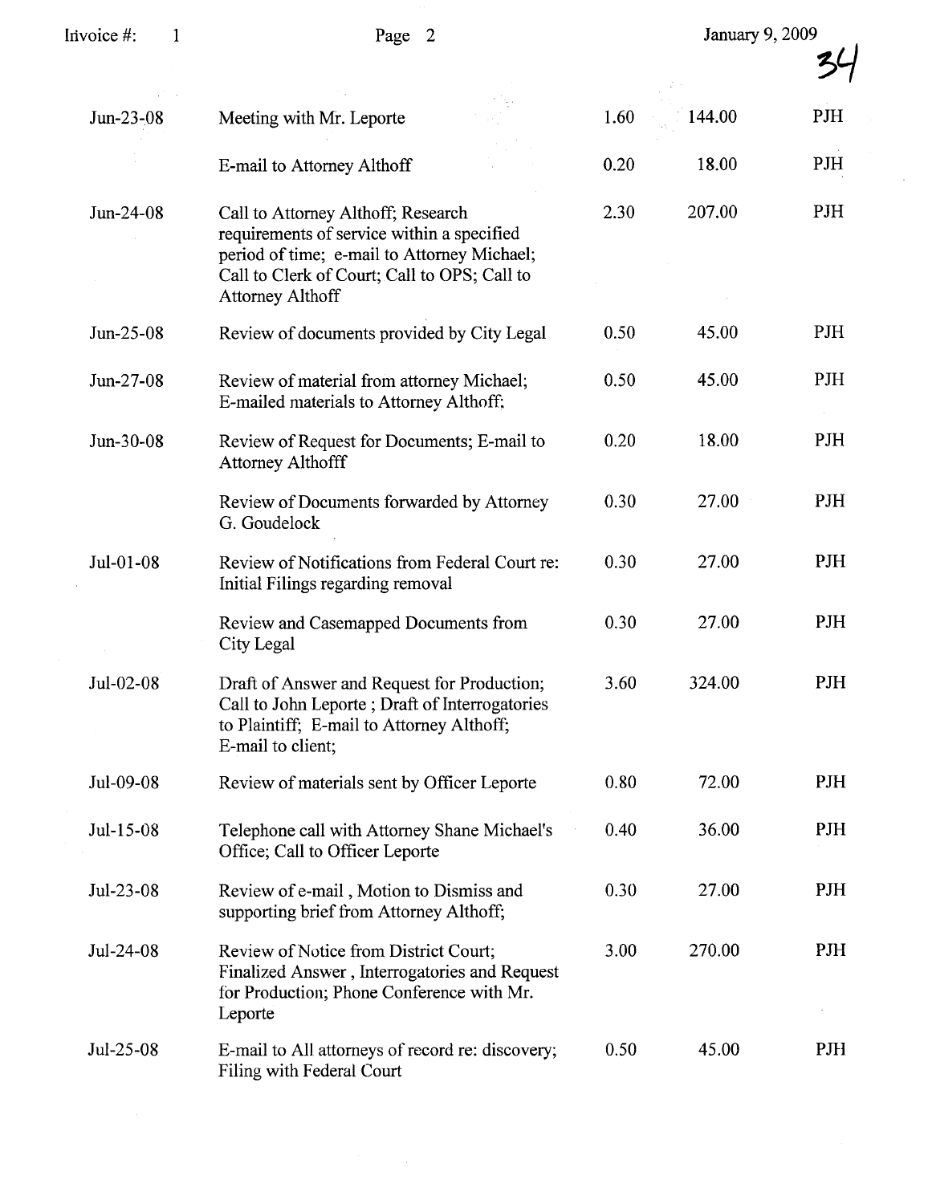| Date | Description | Hours | Amount | Initials |
|---|---|---|---|---|
| Jun-23-08 | Meeting with Mr. Leporte | 1.60 | 144.00 | PJH |
| | E-mail to Attorney Althoff | 0.20 | 18.00 | PJH |
| Jun-24-08 | Call to Attorney Althoff; Research requirements of service within a specified period of time; e-mail to Attorney Michael; Call to Clerk of Court; Call to OPS; Call to Attorney Althoff | 2.30 | 207.00 | PJH |
| Jun-25-08 | Review of documents provided by City Legal | 0.50 | 45.00 | PJH |
| Jun-27-08 | Review of material from attorney Michael; E-mailed materials to Attorney Althoff; | 0.50 | 45.00 | PJH |
| Jun-30-08 | Review of Request for Documents; E-mail to Attorney Althofff | 0.20 | 18.00 | PJH |
| | Review of Documents forwarded by Attorney G. Goudelock | 0.30 | 27.00 | PJH |
| Jul-01-08 | Review of Notifications from Federal Court re: Initial Filings regarding removal | 0.30 | 27.00 | PJH |
| | Review and Casemapped Documents from City Legal | 0.30 | 27.00 | PJH |
| Jul-02-08 | Draft of Answer and Request for Production; Call to John Leporte ; Draft of Interrogatories to Plaintiff; E-mail to Attorney Althoff; E-mail to client; | 3.60 | 324.00 | PJH |
| Jul-09-08 | Review of materials sent by Officer Leporte | 0.80 | 72.00 | PJH |
| Jul-15-08 | Telephone call with Attorney Shane Michael's Office; Call to Officer Leporte | 0.40 | 36.00 | PJH |
| Jul-23-08 | Review of e-mail , Motion to Dismiss and supporting brief from Attorney Althoff; | 0.30 | 27.00 | PJH |
| Jul-24-08 | Review of Notice from District Court; Finalized Answer , Interrogatories and Request for Production; Phone Conference with Mr. Leporte | 3.00 | 270.00 | PJH |
| Jul-25-08 | E-mail to All attorneys of record re: discovery; Filing with Federal Court | 0.50 | 45.00 | PJH |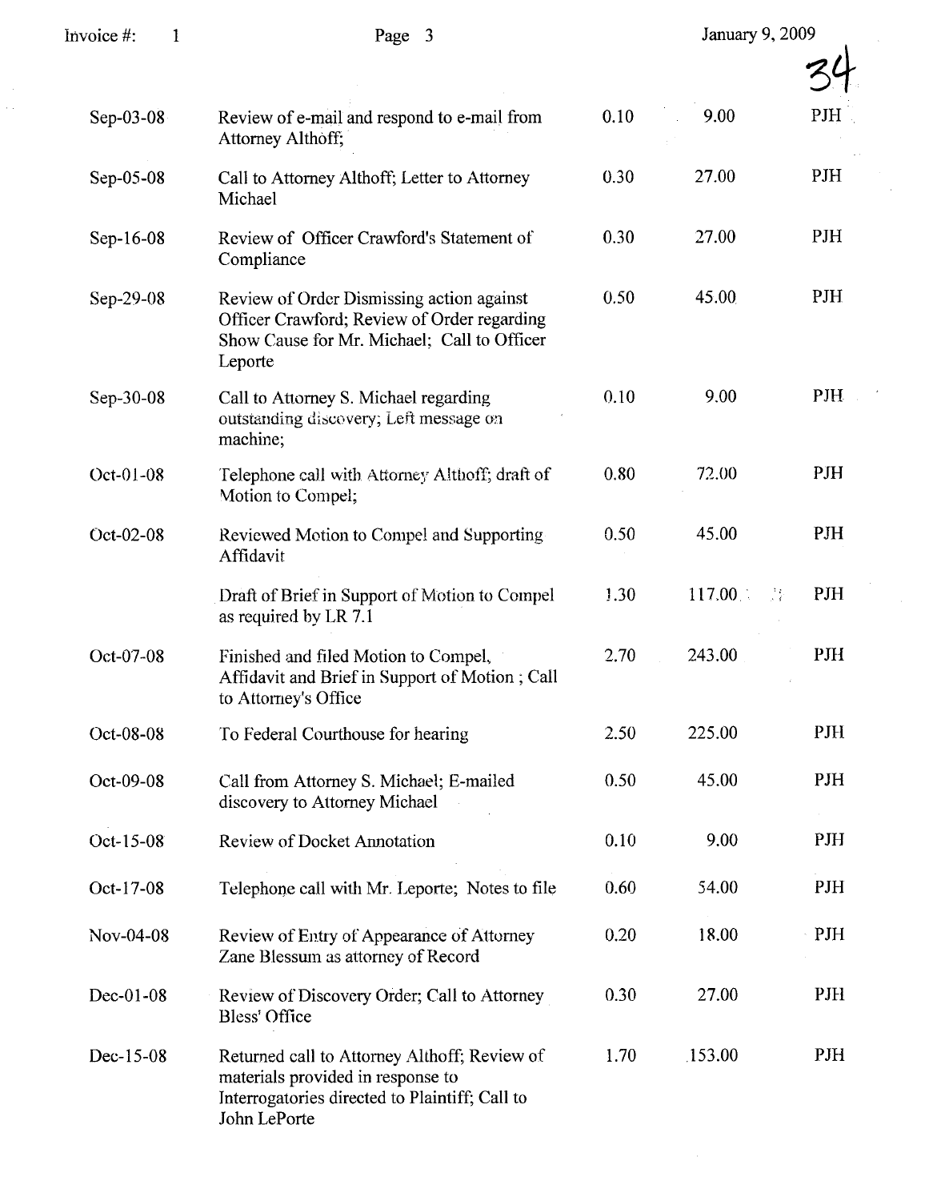| Date | Description | Hours | Amount | Attorney |
|---|---|---|---|---|
| Sep-03-08 | Review of e-mail and respond to e-mail from Attorney Althoff; | 0.10 | 9.00 | PJH |
| Sep-05-08 | Call to Attorney Althoff; Letter to Attorney Michael | 0.30 | 27.00 | PJH |
| Sep-16-08 | Review of Officer Crawford's Statement of Compliance | 0.30 | 27.00 | PJH |
| Sep-29-08 | Review of Order Dismissing action against Officer Crawford; Review of Order regarding Show Cause for Mr. Michael; Call to Officer Leporte | 0.50 | 45.00 | PJH |
| Sep-30-08 | Call to Attorney S. Michael regarding outstanding discovery; Left message on machine; | 0.10 | 9.00 | PJH |
| Oct-01-08 | Telephone call with Attorney Althoff; draft of Motion to Compel; | 0.80 | 72.00 | PJH |
| Oct-02-08 | Reviewed Motion to Compel and Supporting Affidavit | 0.50 | 45.00 | PJH |
| | Draft of Brief in Support of Motion to Compel as required by LR 7.1 | 1.30 | 117.00 | PJH |
| Oct-07-08 | Finished and filed Motion to Compel, Affidavit and Brief in Support of Motion ; Call to Attorney's Office | 2.70 | 243.00 | PJH |
| Oct-08-08 | To Federal Courthouse for hearing | 2.50 | 225.00 | PJH |
| Oct-09-08 | Call from Attorney S. Michael; E-mailed discovery to Attorney Michael | 0.50 | 45.00 | PJH |
| Oct-15-08 | Review of Docket Annotation | 0.10 | 9.00 | PJH |
| Oct-17-08 | Telephone call with Mr. Leporte; Notes to file | 0.60 | 54.00 | PJH |
| Nov-04-08 | Review of Entry of Appearance of Attorney Zane Blessum as attorney of Record | 0.20 | 18.00 | PJH |
| Dec-01-08 | Review of Discovery Order; Call to Attorney Bless' Office | 0.30 | 27.00 | PJH |
| Dec-15-08 | Returned call to Attorney Althoff; Review of materials provided in response to Interrogatories directed to Plaintiff; Call to John LePorte | 1.70 | 153.00 | PJH |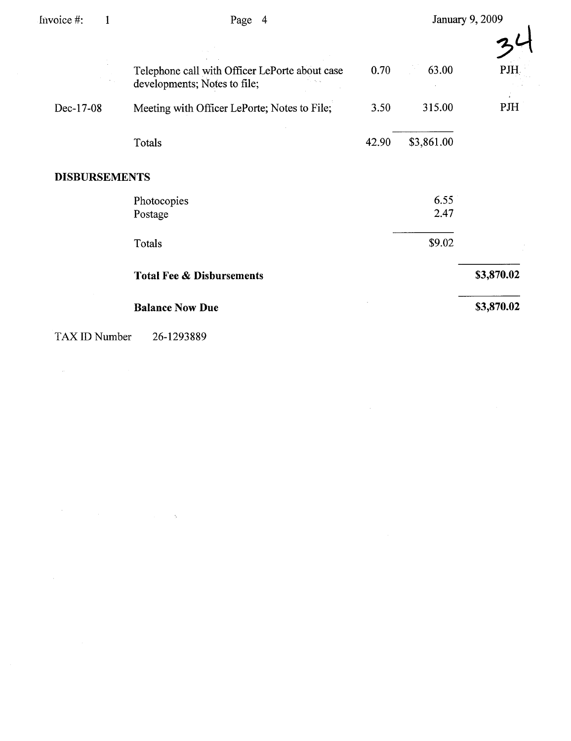| | | | | |
|---|---|---|---|---|
| | Telephone call with Officer LePorte about case developments; Notes to file; | 0.70 | 63.00 | PJH |
| Dec-17-08 | Meeting with Officer LePorte; Notes to File; | 3.50 | 315.00 | PJH |
| | Totals | 42.90 | $3,861.00 | |

**DISBURSEMENTS**

| | | | |
|---|---|---|---|
| | Photocopies | 6.55 | |
| | Postage | 2.47 | |
| | Totals | $9.02 | |
| | **Total Fee & Disbursements** | | **$3,870.02** |
| | **Balance Now Due** | | **$3,870.02** |

TAX ID Number 26-1293889